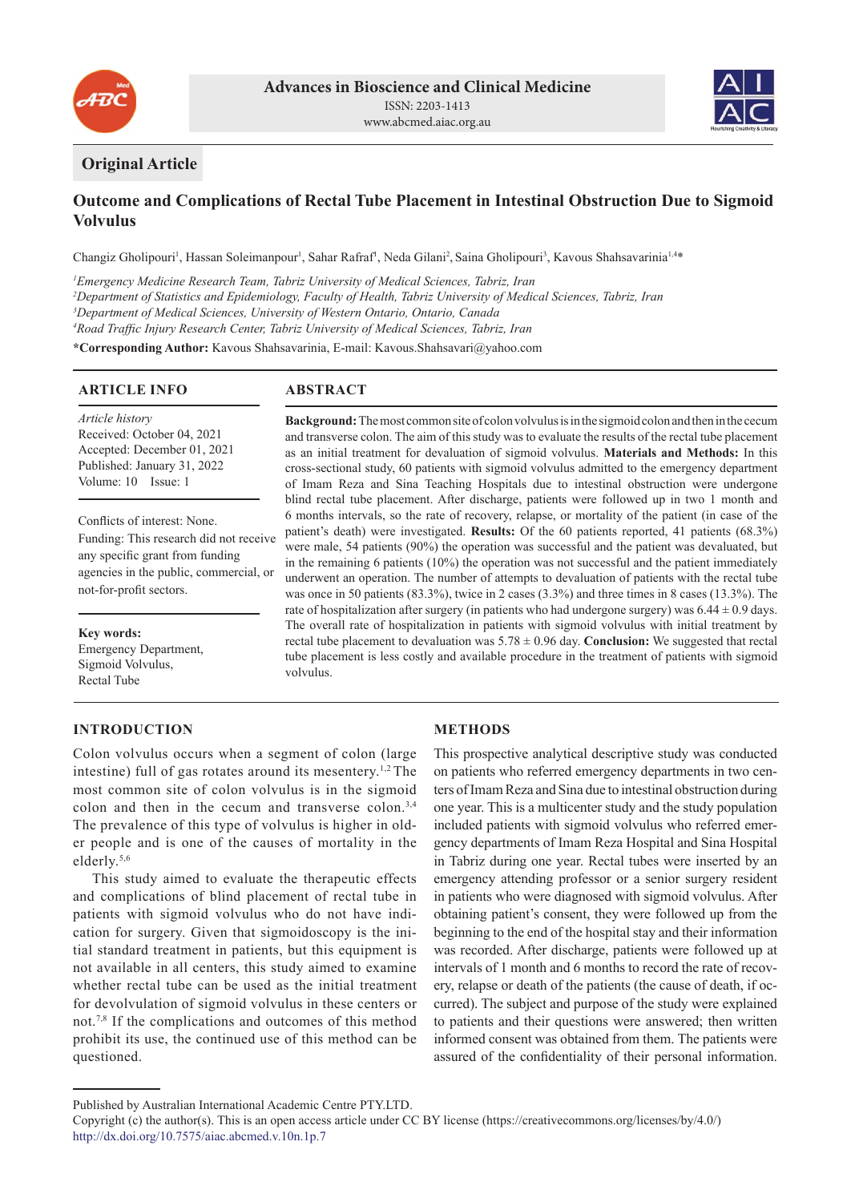Advances in Bioscience and Clinical Medicine
ISSN: 2203-1413
www.abcmed.aiac.org.au

**Original Article**

# Outcome and Complications of Rectal Tube Placement in Intestinal Obstruction Due to Sigmoid Volvulus

Changiz Gholipouri[1], Hassan Soleimanpour[1], Sahar Rafraf[1], Neda Gilani[2], Saina Gholipouri[3], Kavous Shahsavarinia[1,4]*

[1]*Emergency Medicine Research Team, Tabriz University of Medical Sciences, Tabriz, Iran*
[2]*Department of Statistics and Epidemiology, Faculty of Health, Tabriz University of Medical Sciences, Tabriz, Iran*
[3]*Department of Medical Sciences, University of Western Ontario, Ontario, Canada*
[4]*Road Traffic Injury Research Center, Tabriz University of Medical Sciences, Tabriz, Iran*

**\*Corresponding Author:** Kavous Shahsavarinia, E-mail: Kavous.Shahsavari@yahoo.com

## ARTICLE INFO

*Article history*
Received: October 04, 2021
Accepted: December 01, 2021
Published: January 31, 2022
Volume: 10 Issue: 1

Conflicts of interest: None.
Funding: This research did not receive any specific grant from funding agencies in the public, commercial, or not-for-profit sectors.

**Key words:**
Emergency Department,
Sigmoid Volvulus,
Rectal Tube

## ABSTRACT

**Background:** The most common site of colon volvulus is in the sigmoid colon and then in the cecum and transverse colon. The aim of this study was to evaluate the results of the rectal tube placement as an initial treatment for devaluation of sigmoid volvulus. **Materials and Methods:** In this cross-sectional study, 60 patients with sigmoid volvulus admitted to the emergency department of Imam Reza and Sina Teaching Hospitals due to intestinal obstruction were undergone blind rectal tube placement. After discharge, patients were followed up in two 1 month and 6 months intervals, so the rate of recovery, relapse, or mortality of the patient (in case of the patient's death) were investigated. **Results:** Of the 60 patients reported, 41 patients (68.3%) were male, 54 patients (90%) the operation was successful and the patient was devaluated, but in the remaining 6 patients (10%) the operation was not successful and the patient immediately underwent an operation. The number of attempts to devaluation of patients with the rectal tube was once in 50 patients (83.3%), twice in 2 cases (3.3%) and three times in 8 cases (13.3%). The rate of hospitalization after surgery (in patients who had undergone surgery) was $6.44 \pm 0.9$ days. The overall rate of hospitalization in patients with sigmoid volvulus with initial treatment by rectal tube placement to devaluation was $5.78 \pm 0.96$ day. **Conclusion:** We suggested that rectal tube placement is less costly and available procedure in the treatment of patients with sigmoid volvulus.

## INTRODUCTION

Colon volvulus occurs when a segment of colon (large intestine) full of gas rotates around its mesentery.[1,2] The most common site of colon volvulus is in the sigmoid colon and then in the cecum and transverse colon.[3,4] The prevalence of this type of volvulus is higher in older people and is one of the causes of mortality in the elderly.[5,6]

This study aimed to evaluate the therapeutic effects and complications of blind placement of rectal tube in patients with sigmoid volvulus who do not have indication for surgery. Given that sigmoidoscopy is the initial standard treatment in patients, but this equipment is not available in all centers, this study aimed to examine whether rectal tube can be used as the initial treatment for devolvulation of sigmoid volvulus in these centers or not.[7,8] If the complications and outcomes of this method prohibit its use, the continued use of this method can be questioned.

## METHODS

This prospective analytical descriptive study was conducted on patients who referred emergency departments in two centers of Imam Reza and Sina due to intestinal obstruction during one year. This is a multicenter study and the study population included patients with sigmoid volvulus who referred emergency departments of Imam Reza Hospital and Sina Hospital in Tabriz during one year. Rectal tubes were inserted by an emergency attending professor or a senior surgery resident in patients who were diagnosed with sigmoid volvulus. After obtaining patient's consent, they were followed up from the beginning to the end of the hospital stay and their information was recorded. After discharge, patients were followed up at intervals of 1 month and 6 months to record the rate of recovery, relapse or death of the patients (the cause of death, if occurred). The subject and purpose of the study were explained to patients and their questions were answered; then written informed consent was obtained from them. The patients were assured of the confidentiality of their personal information.

Published by Australian International Academic Centre PTY.LTD.
Copyright (c) the author(s). This is an open access article under CC BY license (https://creativecommons.org/licenses/by/4.0/)
http://dx.doi.org/10.7575/aiac.abcmed.v.10n.1p.7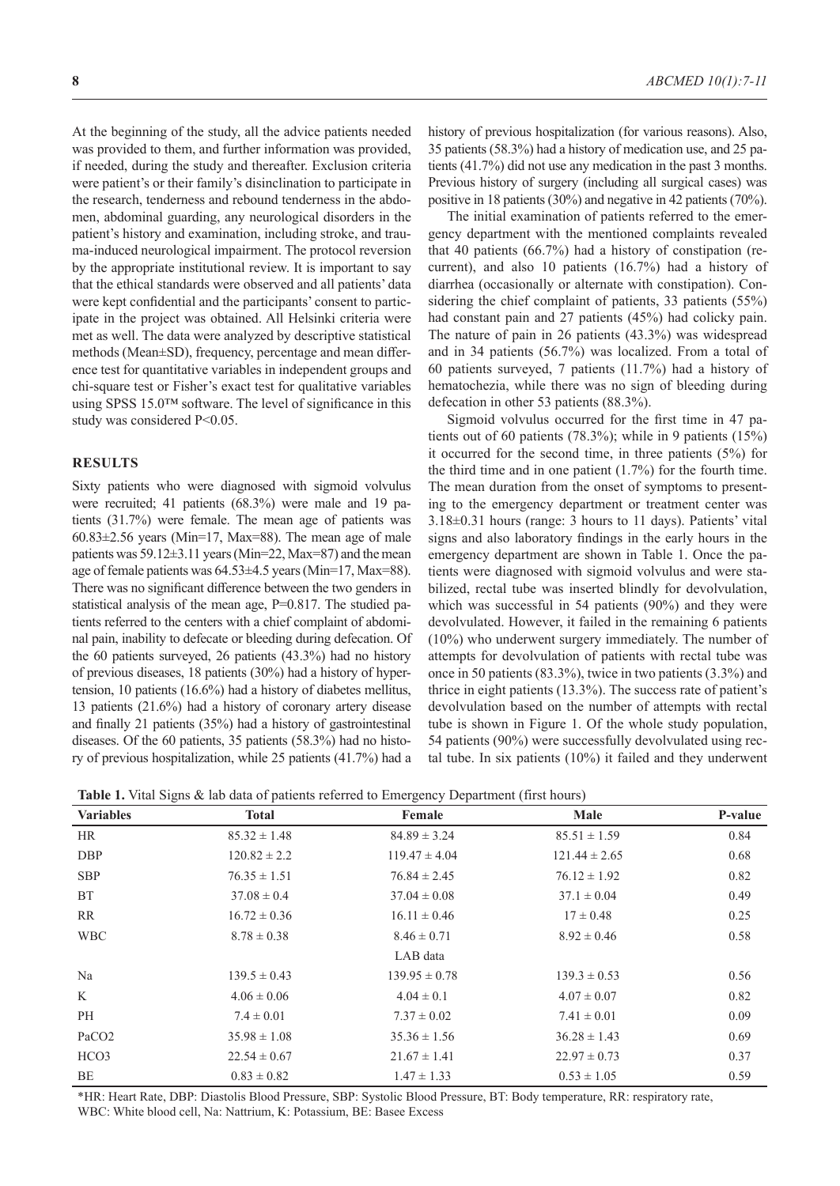At the beginning of the study, all the advice patients needed was provided to them, and further information was provided, if needed, during the study and thereafter. Exclusion criteria were patient's or their family's disinclination to participate in the research, tenderness and rebound tenderness in the abdomen, abdominal guarding, any neurological disorders in the patient's history and examination, including stroke, and trauma-induced neurological impairment. The protocol reversion by the appropriate institutional review. It is important to say that the ethical standards were observed and all patients' data were kept confidential and the participants' consent to participate in the project was obtained. All Helsinki criteria were met as well. The data were analyzed by descriptive statistical methods (Mean±SD), frequency, percentage and mean difference test for quantitative variables in independent groups and chi-square test or Fisher's exact test for qualitative variables using SPSS 15.0™ software. The level of significance in this study was considered P<0.05.

## RESULTS

Sixty patients who were diagnosed with sigmoid volvulus were recruited; 41 patients (68.3%) were male and 19 patients (31.7%) were female. The mean age of patients was 60.83±2.56 years (Min=17, Max=88). The mean age of male patients was 59.12±3.11 years (Min=22, Max=87) and the mean age of female patients was 64.53±4.5 years (Min=17, Max=88). There was no significant difference between the two genders in statistical analysis of the mean age, P=0.817. The studied patients referred to the centers with a chief complaint of abdominal pain, inability to defecate or bleeding during defecation. Of the 60 patients surveyed, 26 patients (43.3%) had no history of previous diseases, 18 patients (30%) had a history of hypertension, 10 patients (16.6%) had a history of diabetes mellitus, 13 patients (21.6%) had a history of coronary artery disease and finally 21 patients (35%) had a history of gastrointestinal diseases. Of the 60 patients, 35 patients (58.3%) had no history of previous hospitalization, while 25 patients (41.7%) had a history of previous hospitalization (for various reasons). Also, 35 patients (58.3%) had a history of medication use, and 25 patients (41.7%) did not use any medication in the past 3 months. Previous history of surgery (including all surgical cases) was positive in 18 patients (30%) and negative in 42 patients (70%).

The initial examination of patients referred to the emergency department with the mentioned complaints revealed that 40 patients (66.7%) had a history of constipation (recurrent), and also 10 patients (16.7%) had a history of diarrhea (occasionally or alternate with constipation). Considering the chief complaint of patients, 33 patients (55%) had constant pain and 27 patients (45%) had colicky pain. The nature of pain in 26 patients (43.3%) was widespread and in 34 patients (56.7%) was localized. From a total of 60 patients surveyed, 7 patients (11.7%) had a history of hematochezia, while there was no sign of bleeding during defecation in other 53 patients (88.3%).

Sigmoid volvulus occurred for the first time in 47 patients out of 60 patients (78.3%); while in 9 patients (15%) it occurred for the second time, in three patients (5%) for the third time and in one patient (1.7%) for the fourth time. The mean duration from the onset of symptoms to presenting to the emergency department or treatment center was 3.18±0.31 hours (range: 3 hours to 11 days). Patients' vital signs and also laboratory findings in the early hours in the emergency department are shown in Table 1. Once the patients were diagnosed with sigmoid volvulus and were stabilized, rectal tube was inserted blindly for devolvulation, which was successful in 54 patients (90%) and they were devolvulated. However, it failed in the remaining 6 patients (10%) who underwent surgery immediately. The number of attempts for devolvulation of patients with rectal tube was once in 50 patients (83.3%), twice in two patients (3.3%) and thrice in eight patients (13.3%). The success rate of patient's devolvulation based on the number of attempts with rectal tube is shown in Figure 1. Of the whole study population, 54 patients (90%) were successfully devolvulated using rectal tube. In six patients (10%) it failed and they underwent

**Table 1.** Vital Signs & lab data of patients referred to Emergency Department (first hours)

| Variables | Total | Female | Male | P-value |
|---|---|---|---|---|
| HR | 85.32 ± 1.48 | 84.89 ± 3.24 | 85.51 ± 1.59 | 0.84 |
| DBP | 120.82 ± 2.2 | 119.47 ± 4.04 | 121.44 ± 2.65 | 0.68 |
| SBP | 76.35 ± 1.51 | 76.84 ± 2.45 | 76.12 ± 1.92 | 0.82 |
| BT | 37.08 ± 0.4 | 37.04 ± 0.08 | 37.1 ± 0.04 | 0.49 |
| RR | 16.72 ± 0.36 | 16.11 ± 0.46 | 17 ± 0.48 | 0.25 |
| WBC | 8.78 ± 0.38 | 8.46 ± 0.71 | 8.92 ± 0.46 | 0.58 |
| | | LAB data | | |
| Na | 139.5 ± 0.43 | 139.95 ± 0.78 | 139.3 ± 0.53 | 0.56 |
| K | 4.06 ± 0.06 | 4.04 ± 0.1 | 4.07 ± 0.07 | 0.82 |
| PH | 7.4 ± 0.01 | 7.37 ± 0.02 | 7.41 ± 0.01 | 0.09 |
| $PaCO_2$ | 35.98 ± 1.08 | 35.36 ± 1.56 | 36.28 ± 1.43 | 0.69 |
| $HCO_3$ | 22.54 ± 0.67 | 21.67 ± 1.41 | 22.97 ± 0.73 | 0.37 |
| BE | 0.83 ± 0.82 | 1.47 ± 1.33 | 0.53 ± 1.05 | 0.59 |

*HR: Heart Rate, DBP: Diastolis Blood Pressure, SBP: Systolic Blood Pressure, BT: Body temperature, RR: respiratory rate, WBC: White blood cell, Na: Nattrium, K: Potassium, BE: Basee Excess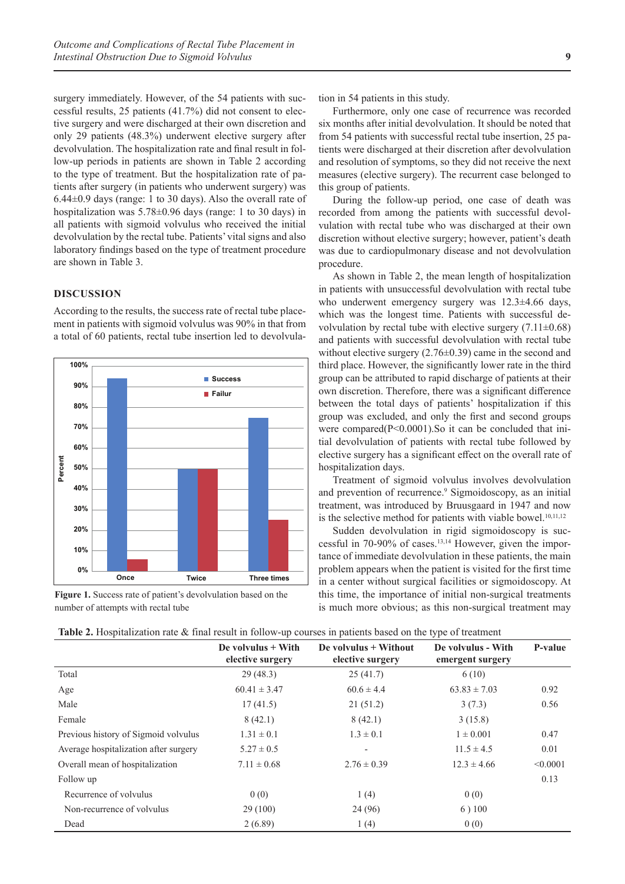surgery immediately. However, of the 54 patients with successful results, 25 patients (41.7%) did not consent to elective surgery and were discharged at their own discretion and only 29 patients (48.3%) underwent elective surgery after devolvulation. The hospitalization rate and final result in follow-up periods in patients are shown in Table 2 according to the type of treatment. But the hospitalization rate of patients after surgery (in patients who underwent surgery) was 6.44±0.9 days (range: 1 to 30 days). Also the overall rate of hospitalization was 5.78±0.96 days (range: 1 to 30 days) in all patients with sigmoid volvulus who received the initial devolvulation by the rectal tube. Patients' vital signs and also laboratory findings based on the type of treatment procedure are shown in Table 3.

## DISCUSSION

According to the results, the success rate of rectal tube placement in patients with sigmoid volvulus was 90% in that from a total of 60 patients, rectal tube insertion led to devolvulation in 54 patients in this study.

**Figure 1.** Success rate of patient's devolvulation based on the number of attempts with rectal tube

Furthermore, only one case of recurrence was recorded six months after initial devolvulation. It should be noted that from 54 patients with successful rectal tube insertion, 25 patients were discharged at their discretion after devolvulation and resolution of symptoms, so they did not receive the next measures (elective surgery). The recurrent case belonged to this group of patients.

During the follow-up period, one case of death was recorded from among the patients with successful devolvulation with rectal tube who was discharged at their own discretion without elective surgery; however, patient's death was due to cardiopulmonary disease and not devolvulation procedure.

As shown in Table 2, the mean length of hospitalization in patients with unsuccessful devolvulation with rectal tube who underwent emergency surgery was 12.3±4.66 days, which was the longest time. Patients with successful devolvulation by rectal tube with elective surgery (7.11±0.68) and patients with successful devolvulation with rectal tube without elective surgery (2.76±0.39) came in the second and third place. However, the significantly lower rate in the third group can be attributed to rapid discharge of patients at their own discretion. Therefore, there was a significant difference between the total days of patients' hospitalization if this group was excluded, and only the first and second groups were compared(P<0.0001).So it can be concluded that initial devolvulation of patients with rectal tube followed by elective surgery has a significant effect on the overall rate of hospitalization days.

Treatment of sigmoid volvulus involves devolvulation and prevention of recurrence.[9] Sigmoidoscopy, as an initial treatment, was introduced by Bruusgaard in 1947 and now is the selective method for patients with viable bowel.[10,11,12]

Sudden devolvulation in rigid sigmoidoscopy is successful in 70-90% of cases.[13,14] However, given the importance of immediate devolvulation in these patients, the main problem appears when the patient is visited for the first time in a center without surgical facilities or sigmoidoscopy. At this time, the importance of initial non-surgical treatments is much more obvious; as this non-surgical treatment may

**Table 2.** Hospitalization rate & final result in follow-up courses in patients based on the type of treatment

| | De volvulus + With elective surgery | De volvulus + Without elective surgery | De volvulus - With emergent surgery | P-value |
|---|---|---|---|---|
| Total | 29 (48.3) | 25 (41.7) | 6 (10) | |
| Age | 60.41 ± 3.47 | 60.6 ± 4.4 | 63.83 ± 7.03 | 0.92 |
| Male | 17 (41.5) | 21 (51.2) | 3 (7.3) | 0.56 |
| Female | 8 (42.1) | 8 (42.1) | 3 (15.8) | |
| Previous history of Sigmoid volvulus | 1.31 ± 0.1 | 1.3 ± 0.1 | 1 ± 0.001 | 0.47 |
| Average hospitalization after surgery | 5.27 ± 0.5 | - | 11.5 ± 4.5 | 0.01 |
| Overall mean of hospitalization | 7.11 ± 0.68 | 2.76 ± 0.39 | 12.3 ± 4.66 | <0.0001 |
| Follow up | | | | 0.13 |
| Recurrence of volvulus | 0 (0) | 1 (4) | 0 (0) | |
| Non-recurrence of volvulus | 29 (100) | 24 (96) | 6 ) 100 | |
| Dead | 2 (6.89) | 1 (4) | 0 (0) | |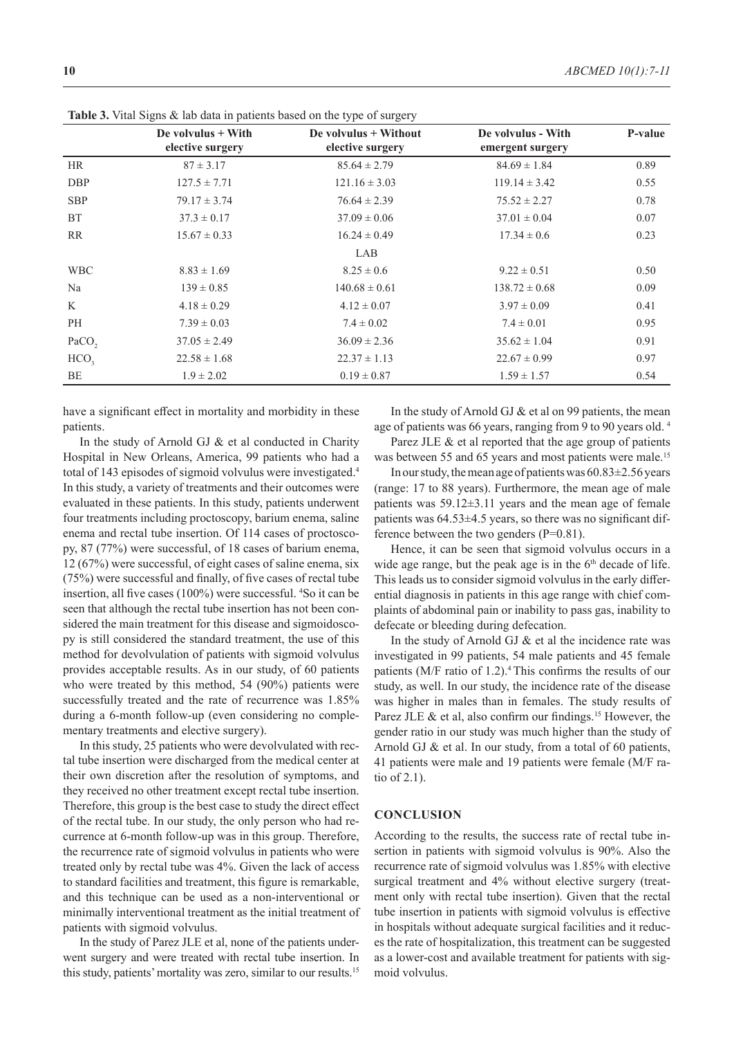**Table 3.** Vital Signs & lab data in patients based on the type of surgery

| | De volvulus + With elective surgery | De volvulus + Without elective surgery | De volvulus - With emergent surgery | P-value |
|---|---|---|---|---|
| HR | 87 ± 3.17 | 85.64 ± 2.79 | 84.69 ± 1.84 | 0.89 |
| DBP | 127.5 ± 7.71 | 121.16 ± 3.03 | 119.14 ± 3.42 | 0.55 |
| SBP | 79.17 ± 3.74 | 76.64 ± 2.39 | 75.52 ± 2.27 | 0.78 |
| BT | 37.3 ± 0.17 | 37.09 ± 0.06 | 37.01 ± 0.04 | 0.07 |
| RR | 15.67 ± 0.33 | 16.24 ± 0.49 | 17.34 ± 0.6 | 0.23 |
| | | LAB | | |
| WBC | 8.83 ± 1.69 | 8.25 ± 0.6 | 9.22 ± 0.51 | 0.50 |
| Na | 139 ± 0.85 | 140.68 ± 0.61 | 138.72 ± 0.68 | 0.09 |
| K | 4.18 ± 0.29 | 4.12 ± 0.07 | 3.97 ± 0.09 | 0.41 |
| PH | 7.39 ± 0.03 | 7.4 ± 0.02 | 7.4 ± 0.01 | 0.95 |
| $PaCO_2$ | 37.05 ± 2.49 | 36.09 ± 2.36 | 35.62 ± 1.04 | 0.91 |
| $HCO_3$ | 22.58 ± 1.68 | 22.37 ± 1.13 | 22.67 ± 0.99 | 0.97 |
| BE | 1.9 ± 2.02 | 0.19 ± 0.87 | 1.59 ± 1.57 | 0.54 |

have a significant effect in mortality and morbidity in these patients.

In the study of Arnold GJ & et al conducted in Charity Hospital in New Orleans, America, 99 patients who had a total of 143 episodes of sigmoid volvulus were investigated.[4] In this study, a variety of treatments and their outcomes were evaluated in these patients. In this study, patients underwent four treatments including proctoscopy, barium enema, saline enema and rectal tube insertion. Of 114 cases of proctoscopy, 87 (77%) were successful, of 18 cases of barium enema, 12 (67%) were successful, of eight cases of saline enema, six (75%) were successful and finally, of five cases of rectal tube insertion, all five cases (100%) were successful. [4]So it can be seen that although the rectal tube insertion has not been considered the main treatment for this disease and sigmoidoscopy is still considered the standard treatment, the use of this method for devolvulation of patients with sigmoid volvulus provides acceptable results. As in our study, of 60 patients who were treated by this method, 54 (90%) patients were successfully treated and the rate of recurrence was 1.85% during a 6-month follow-up (even considering no complementary treatments and elective surgery).

In this study, 25 patients who were devolvulated with rectal tube insertion were discharged from the medical center at their own discretion after the resolution of symptoms, and they received no other treatment except rectal tube insertion. Therefore, this group is the best case to study the direct effect of the rectal tube. In our study, the only person who had recurrence at 6-month follow-up was in this group. Therefore, the recurrence rate of sigmoid volvulus in patients who were treated only by rectal tube was 4%. Given the lack of access to standard facilities and treatment, this figure is remarkable, and this technique can be used as a non-interventional or minimally interventional treatment as the initial treatment of patients with sigmoid volvulus.

In the study of Parez JLE et al, none of the patients underwent surgery and were treated with rectal tube insertion. In this study, patients' mortality was zero, similar to our results.[15]

In the study of Arnold GJ & et al on 99 patients, the mean age of patients was 66 years, ranging from 9 to 90 years old. [4]

Parez JLE & et al reported that the age group of patients was between 55 and 65 years and most patients were male.[15]

In our study, the mean age of patients was 60.83±2.56 years (range: 17 to 88 years). Furthermore, the mean age of male patients was 59.12±3.11 years and the mean age of female patients was 64.53±4.5 years, so there was no significant difference between the two genders (P=0.81).

Hence, it can be seen that sigmoid volvulus occurs in a wide age range, but the peak age is in the 6th decade of life. This leads us to consider sigmoid volvulus in the early differential diagnosis in patients in this age range with chief complaints of abdominal pain or inability to pass gas, inability to defecate or bleeding during defecation.

In the study of Arnold GJ & et al the incidence rate was investigated in 99 patients, 54 male patients and 45 female patients (M/F ratio of 1.2).[4] This confirms the results of our study, as well. In our study, the incidence rate of the disease was higher in males than in females. The study results of Parez JLE & et al, also confirm our findings.[15] However, the gender ratio in our study was much higher than the study of Arnold GJ & et al. In our study, from a total of 60 patients, 41 patients were male and 19 patients were female (M/F ratio of 2.1).

## CONCLUSION

According to the results, the success rate of rectal tube insertion in patients with sigmoid volvulus is 90%. Also the recurrence rate of sigmoid volvulus was 1.85% with elective surgical treatment and 4% without elective surgery (treatment only with rectal tube insertion). Given that the rectal tube insertion in patients with sigmoid volvulus is effective in hospitals without adequate surgical facilities and it reduces the rate of hospitalization, this treatment can be suggested as a lower-cost and available treatment for patients with sigmoid volvulus.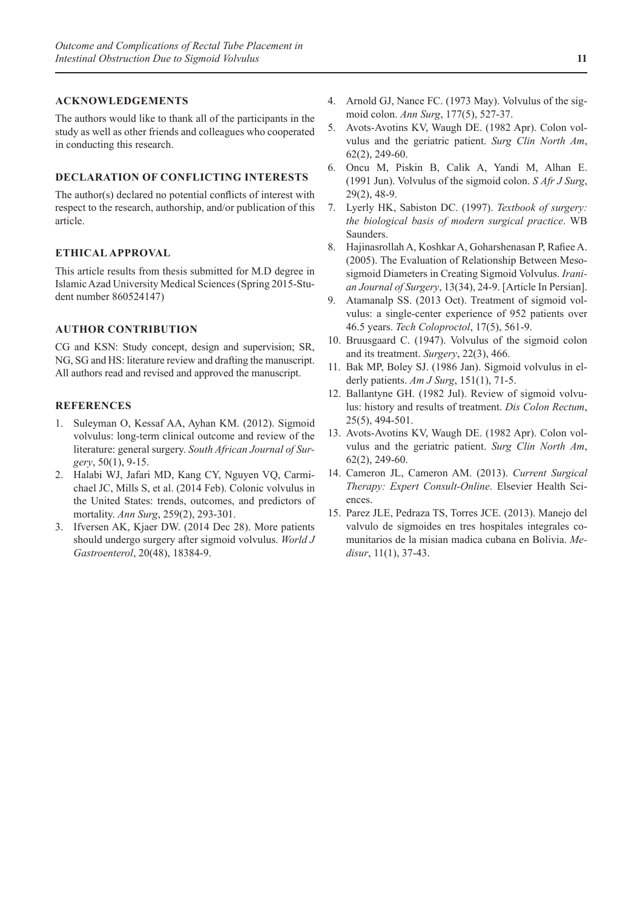## ACKNOWLEDGEMENTS

The authors would like to thank all of the participants in the study as well as other friends and colleagues who cooperated in conducting this research.

## DECLARATION OF CONFLICTING INTERESTS

The author(s) declared no potential conflicts of interest with respect to the research, authorship, and/or publication of this article.

## ETHICAL APPROVAL

This article results from thesis submitted for M.D degree in Islamic Azad University Medical Sciences (Spring 2015-Student number 860524147)

## AUTHOR CONTRIBUTION

CG and KSN: Study concept, design and supervision; SR, NG, SG and HS: literature review and drafting the manuscript. All authors read and revised and approved the manuscript.

## REFERENCES

1. Suleyman O, Kessaf AA, Ayhan KM. (2012). Sigmoid volvulus: long-term clinical outcome and review of the literature: general surgery. *South African Journal of Surgery*, 50(1), 9-15.
2. Halabi WJ, Jafari MD, Kang CY, Nguyen VQ, Carmichael JC, Mills S, et al. (2014 Feb). Colonic volvulus in the United States: trends, outcomes, and predictors of mortality. *Ann Surg*, 259(2), 293-301.
3. Ifversen AK, Kjaer DW. (2014 Dec 28). More patients should undergo surgery after sigmoid volvulus. *World J Gastroenterol*, 20(48), 18384-9.
4. Arnold GJ, Nance FC. (1973 May). Volvulus of the sigmoid colon. *Ann Surg*, 177(5), 527-37.
5. Avots-Avotins KV, Waugh DE. (1982 Apr). Colon volvulus and the geriatric patient. *Surg Clin North Am*, 62(2), 249-60.
6. Oncu M, Piskin B, Calik A, Yandi M, Alhan E. (1991 Jun). Volvulus of the sigmoid colon. *S Afr J Surg*, 29(2), 48-9.
7. Lyerly HK, Sabiston DC. (1997). *Textbook of surgery: the biological basis of modern surgical practice*. WB Saunders.
8. Hajinasrollah A, Koshkar A, Goharshenasan P, Rafiee A. (2005). The Evaluation of Relationship Between Mesosigmoid Diameters in Creating Sigmoid Volvulus. *Iranian Journal of Surgery*, 13(34), 24-9. [Article In Persian].
9. Atamanalp SS. (2013 Oct). Treatment of sigmoid volvulus: a single-center experience of 952 patients over 46.5 years. *Tech Coloproctol*, 17(5), 561-9.
10. Bruusgaard C. (1947). Volvulus of the sigmoid colon and its treatment. *Surgery*, 22(3), 466.
11. Bak MP, Boley SJ. (1986 Jan). Sigmoid volvulus in elderly patients. *Am J Surg*, 151(1), 71-5.
12. Ballantyne GH. (1982 Jul). Review of sigmoid volvulus: history and results of treatment. *Dis Colon Rectum*, 25(5), 494-501.
13. Avots-Avotins KV, Waugh DE. (1982 Apr). Colon volvulus and the geriatric patient. *Surg Clin North Am*, 62(2), 249-60.
14. Cameron JL, Cameron AM. (2013). *Current Surgical Therapy: Expert Consult-Online*. Elsevier Health Sciences.
15. Parez JLE, Pedraza TS, Torres JCE. (2013). Manejo del valvulo de sigmoides en tres hospitales integrales comunitarios de la misian madica cubana en Bolivia. *Medisur*, 11(1), 37-43.